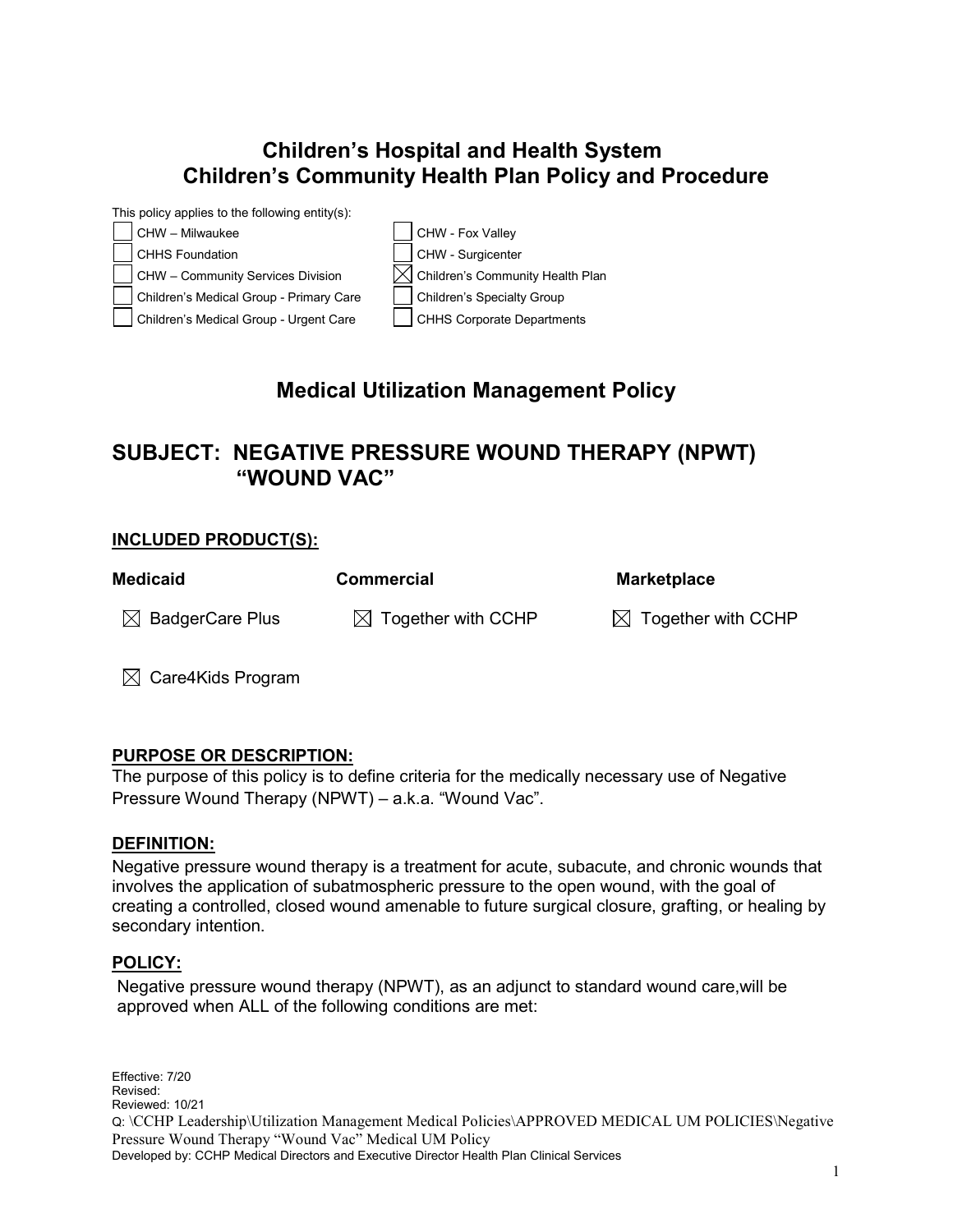# Children's Hospital and Health System
# Children's Community Health Plan Policy and Procedure

This policy applies to the following entity(s):

| | |
|---|---|
| ☐ CHW – Milwaukee | ☐ CHW - Fox Valley |
| ☐ CHHS Foundation | ☐ CHW - Surgicenter |
| ☐ CHW – Community Services Division | ☒ Children's Community Health Plan |
| ☐ Children's Medical Group - Primary Care | ☐ Children's Specialty Group |
| ☐ Children's Medical Group - Urgent Care | ☐ CHHS Corporate Departments |

## Medical Utilization Management Policy

## SUBJECT: NEGATIVE PRESSURE WOUND THERAPY (NPWT) "WOUND VAC"

**INCLUDED PRODUCT(S):**

| **Medicaid** | **Commercial** | **Marketplace** |
|---|---|---|
| ☒ BadgerCare Plus | ☒ Together with CCHP | ☒ Together with CCHP |
| ☒ Care4Kids Program | | |

**PURPOSE OR DESCRIPTION:**

The purpose of this policy is to define criteria for the medically necessary use of Negative Pressure Wound Therapy (NPWT) – a.k.a. "Wound Vac".

**DEFINITION:**

Negative pressure wound therapy is a treatment for acute, subacute, and chronic wounds that involves the application of subatmospheric pressure to the open wound, with the goal of creating a controlled, closed wound amenable to future surgical closure, grafting, or healing by secondary intention.

**POLICY:**

Negative pressure wound therapy (NPWT), as an adjunct to standard wound care,will be approved when ALL of the following conditions are met:

Effective: 7/20
Revised:
Reviewed: 10/21
Q: \CCHP Leadership\Utilization Management Medical Policies\APPROVED MEDICAL UM POLICIES\Negative Pressure Wound Therapy "Wound Vac" Medical UM Policy
Developed by: CCHP Medical Directors and Executive Director Health Plan Clinical Services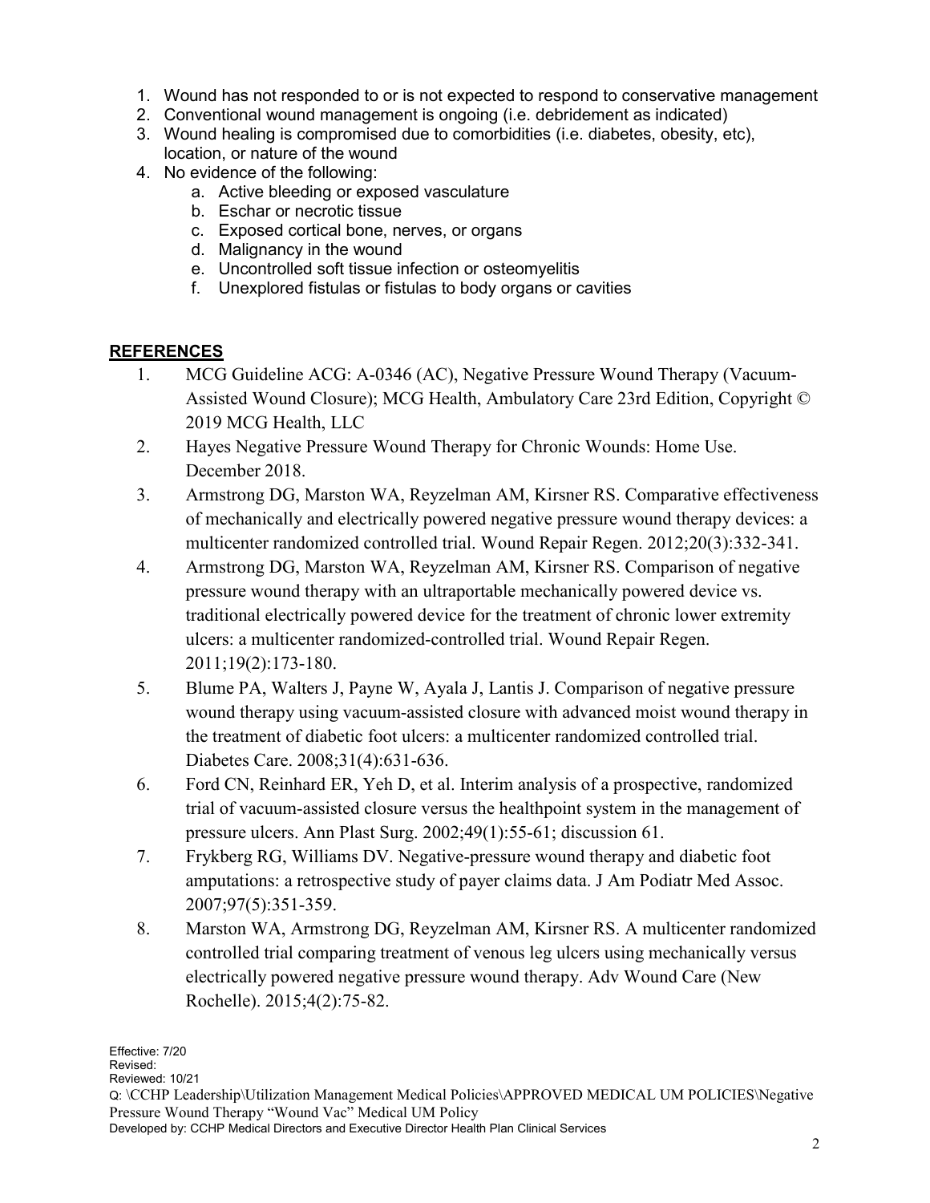1. Wound has not responded to or is not expected to respond to conservative management
2. Conventional wound management is ongoing (i.e. debridement as indicated)
3. Wound healing is compromised due to comorbidities (i.e. diabetes, obesity, etc), location, or nature of the wound
4. No evidence of the following:
    a. Active bleeding or exposed vasculature
    b. Eschar or necrotic tissue
    c. Exposed cortical bone, nerves, or organs
    d. Malignancy in the wound
    e. Uncontrolled soft tissue infection or osteomyelitis
    f. Unexplored fistulas or fistulas to body organs or cavities

## REFERENCES

1. MCG Guideline ACG: A-0346 (AC), Negative Pressure Wound Therapy (Vacuum-Assisted Wound Closure); MCG Health, Ambulatory Care 23rd Edition, Copyright © 2019 MCG Health, LLC
2. Hayes Negative Pressure Wound Therapy for Chronic Wounds: Home Use. December 2018.
3. Armstrong DG, Marston WA, Reyzelman AM, Kirsner RS. Comparative effectiveness of mechanically and electrically powered negative pressure wound therapy devices: a multicenter randomized controlled trial. Wound Repair Regen. 2012;20(3):332-341.
4. Armstrong DG, Marston WA, Reyzelman AM, Kirsner RS. Comparison of negative pressure wound therapy with an ultraportable mechanically powered device vs. traditional electrically powered device for the treatment of chronic lower extremity ulcers: a multicenter randomized-controlled trial. Wound Repair Regen. 2011;19(2):173-180.
5. Blume PA, Walters J, Payne W, Ayala J, Lantis J. Comparison of negative pressure wound therapy using vacuum-assisted closure with advanced moist wound therapy in the treatment of diabetic foot ulcers: a multicenter randomized controlled trial. Diabetes Care. 2008;31(4):631-636.
6. Ford CN, Reinhard ER, Yeh D, et al. Interim analysis of a prospective, randomized trial of vacuum-assisted closure versus the healthpoint system in the management of pressure ulcers. Ann Plast Surg. 2002;49(1):55-61; discussion 61.
7. Frykberg RG, Williams DV. Negative-pressure wound therapy and diabetic foot amputations: a retrospective study of payer claims data. J Am Podiatr Med Assoc. 2007;97(5):351-359.
8. Marston WA, Armstrong DG, Reyzelman AM, Kirsner RS. A multicenter randomized controlled trial comparing treatment of venous leg ulcers using mechanically versus electrically powered negative pressure wound therapy. Adv Wound Care (New Rochelle). 2015;4(2):75-82.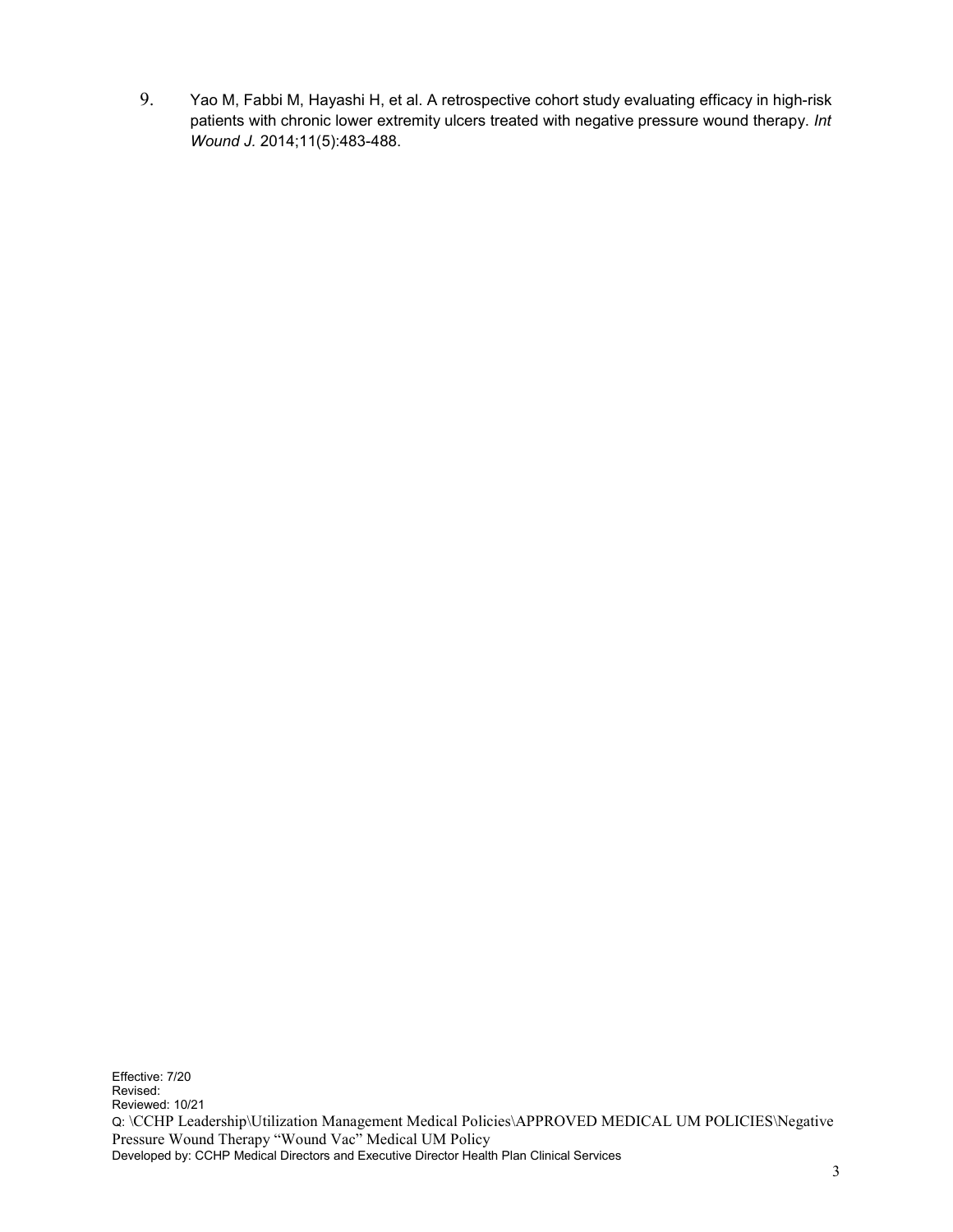9. Yao M, Fabbi M, Hayashi H, et al. A retrospective cohort study evaluating efficacy in high-risk patients with chronic lower extremity ulcers treated with negative pressure wound therapy. *Int Wound J.* 2014;11(5):483-488.